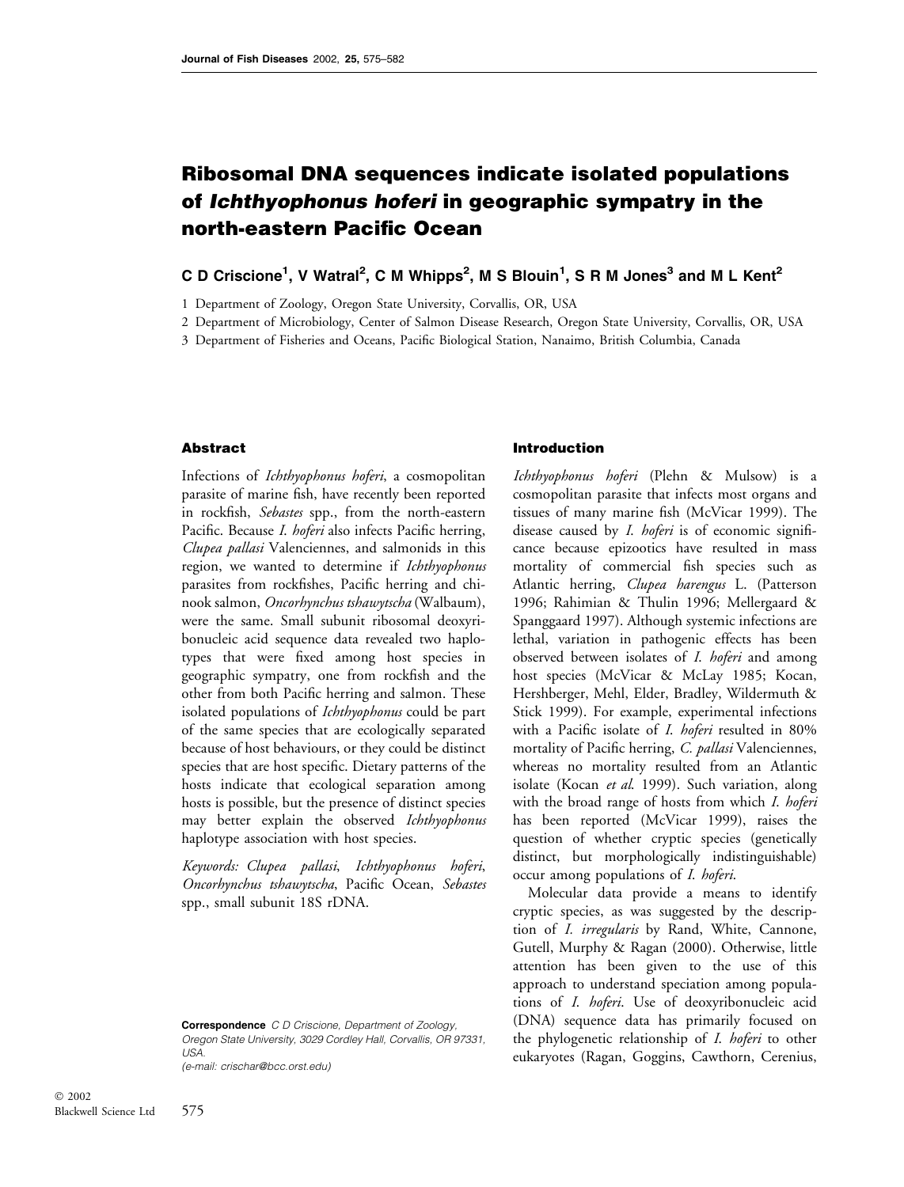# Ribosomal DNA sequences indicate isolated populations of *Ichthyophonus hoferi* in geographic sympatry in the north-eastern Pacific Ocean

**C D Criscione[1], V Watral[2], C M Whipps[2], M S Blouin[1], S R M Jones[3] and M L Kent[2]**

1 Department of Zoology, Oregon State University, Corvallis, OR, USA

2 Department of Microbiology, Center of Salmon Disease Research, Oregon State University, Corvallis, OR, USA

3 Department of Fisheries and Oceans, Pacific Biological Station, Nanaimo, British Columbia, Canada

## Abstract

Infections of *Ichthyophonus hoferi*, a cosmopolitan parasite of marine fish, have recently been reported in rockfish, *Sebastes* spp., from the north-eastern Pacific. Because *I. hoferi* also infects Pacific herring, *Clupea pallasi* Valenciennes, and salmonids in this region, we wanted to determine if *Ichthyophonus* parasites from rockfishes, Pacific herring and chinook salmon, *Oncorhynchus tshawytscha* (Walbaum), were the same. Small subunit ribosomal deoxyribonucleic acid sequence data revealed two haplotypes that were fixed among host species in geographic sympatry, one from rockfish and the other from both Pacific herring and salmon. These isolated populations of *Ichthyophonus* could be part of the same species that are ecologically separated because of host behaviours, or they could be distinct species that are host specific. Dietary patterns of the hosts indicate that ecological separation among hosts is possible, but the presence of distinct species may better explain the observed *Ichthyophonus* haplotype association with host species.

*Keywords: Clupea pallasi, Ichthyophonus hoferi, Oncorhynchus tshawytscha*, Pacific Ocean, *Sebastes* spp., small subunit 18S rDNA.

**Correspondence** *C D Criscione, Department of Zoology, Oregon State University, 3029 Cordley Hall, Corvallis, OR 97331, USA.*
*(e-mail: crischar@bcc.orst.edu)*

## Introduction

*Ichthyophonus hoferi* (Plehn & Mulsow) is a cosmopolitan parasite that infects most organs and tissues of many marine fish (McVicar 1999). The disease caused by *I. hoferi* is of economic significance because epizootics have resulted in mass mortality of commercial fish species such as Atlantic herring, *Clupea harengus* L. (Patterson 1996; Rahimian & Thulin 1996; Mellergaard & Spanggaard 1997). Although systemic infections are lethal, variation in pathogenic effects has been observed between isolates of *I. hoferi* and among host species (McVicar & McLay 1985; Kocan, Hershberger, Mehl, Elder, Bradley, Wildermuth & Stick 1999). For example, experimental infections with a Pacific isolate of *I. hoferi* resulted in 80% mortality of Pacific herring, *C. pallasi* Valenciennes, whereas no mortality resulted from an Atlantic isolate (Kocan *et al.* 1999). Such variation, along with the broad range of hosts from which *I. hoferi* has been reported (McVicar 1999), raises the question of whether cryptic species (genetically distinct, but morphologically indistinguishable) occur among populations of *I. hoferi*.

Molecular data provide a means to identify cryptic species, as was suggested by the description of *I. irregularis* by Rand, White, Cannone, Gutell, Murphy & Ragan (2000). Otherwise, little attention has been given to the use of this approach to understand speciation among populations of *I. hoferi*. Use of deoxyribonucleic acid (DNA) sequence data has primarily focused on the phylogenetic relationship of *I. hoferi* to other eukaryotes (Ragan, Goggins, Cawthorn, Cerenius,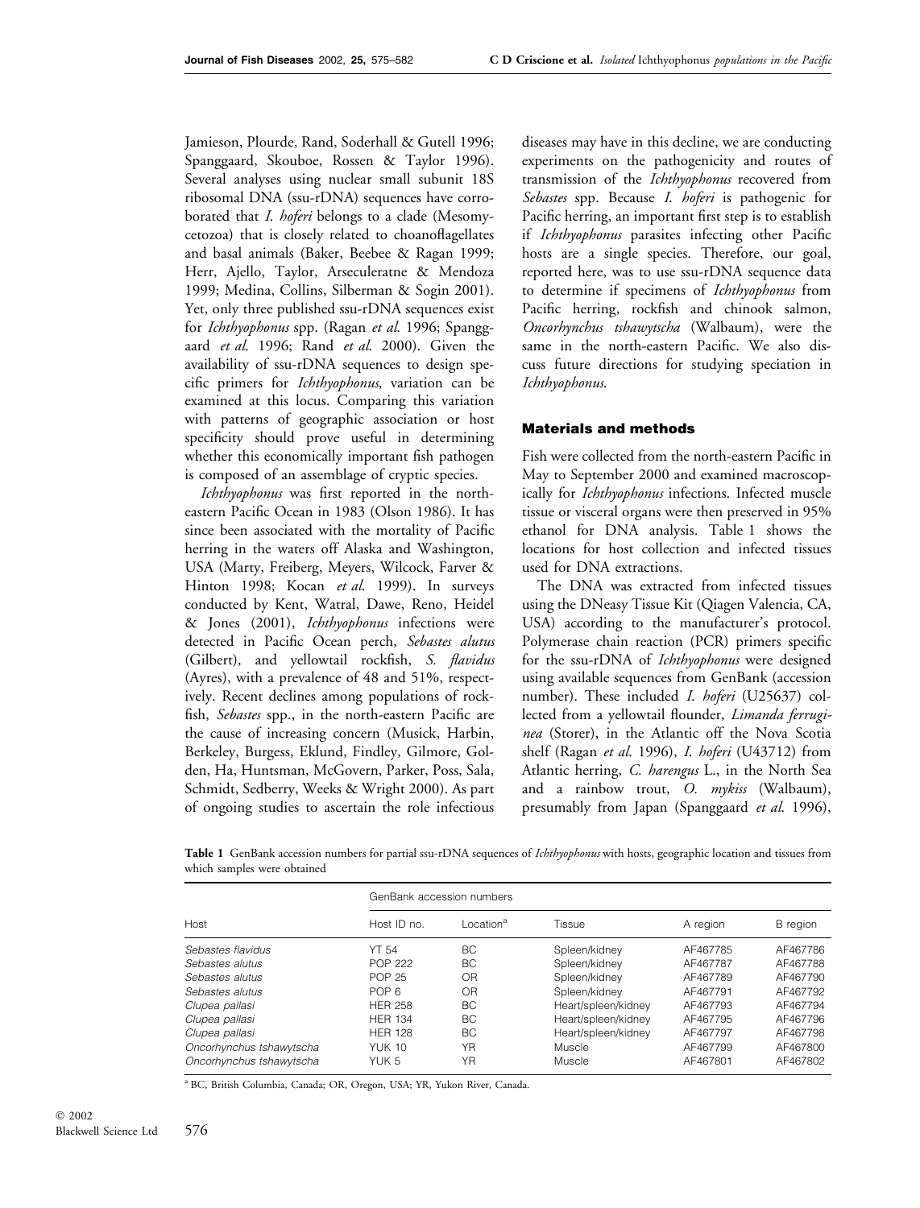Jamieson, Plourde, Rand, Soderhall & Gutell 1996; Spanggaard, Skouboe, Rossen & Taylor 1996). Several analyses using nuclear small subunit 18S ribosomal DNA (ssu-rDNA) sequences have corroborated that *I. hoferi* belongs to a clade (Mesomycetozoa) that is closely related to choanoflagellates and basal animals (Baker, Beebee & Ragan 1999; Herr, Ajello, Taylor, Arseculeratne & Mendoza 1999; Medina, Collins, Silberman & Sogin 2001). Yet, only three published ssu-rDNA sequences exist for *Ichthyophonus* spp. (Ragan *et al.* 1996; Spanggaard *et al.* 1996; Rand *et al.* 2000). Given the availability of ssu-rDNA sequences to design specific primers for *Ichthyophonus*, variation can be examined at this locus. Comparing this variation with patterns of geographic association or host specificity should prove useful in determining whether this economically important fish pathogen is composed of an assemblage of cryptic species.

*Ichthyophonus* was first reported in the north-eastern Pacific Ocean in 1983 (Olson 1986). It has since been associated with the mortality of Pacific herring in the waters off Alaska and Washington, USA (Marty, Freiberg, Meyers, Wilcock, Farver & Hinton 1998; Kocan *et al.* 1999). In surveys conducted by Kent, Watral, Dawe, Reno, Heidel & Jones (2001), *Ichthyophonus* infections were detected in Pacific Ocean perch, *Sebastes alutus* (Gilbert), and yellowtail rockfish, *S. flavidus* (Ayres), with a prevalence of 48 and 51%, respectively. Recent declines among populations of rockfish, *Sebastes* spp., in the north-eastern Pacific are the cause of increasing concern (Musick, Harbin, Berkeley, Burgess, Eklund, Findley, Gilmore, Golden, Ha, Huntsman, McGovern, Parker, Poss, Sala, Schmidt, Sedberry, Weeks & Wright 2000). As part of ongoing studies to ascertain the role infectious diseases may have in this decline, we are conducting experiments on the pathogenicity and routes of transmission of the *Ichthyophonus* recovered from *Sebastes* spp. Because *I. hoferi* is pathogenic for Pacific herring, an important first step is to establish if *Ichthyophonus* parasites infecting other Pacific hosts are a single species. Therefore, our goal, reported here, was to use ssu-rDNA sequence data to determine if specimens of *Ichthyophonus* from Pacific herring, rockfish and chinook salmon, *Oncorhynchus tshawytscha* (Walbaum), were the same in the north-eastern Pacific. We also discuss future directions for studying speciation in *Ichthyophonus*.

## Materials and methods

Fish were collected from the north-eastern Pacific in May to September 2000 and examined macroscopically for *Ichthyophonus* infections. Infected muscle tissue or visceral organs were then preserved in 95% ethanol for DNA analysis. Table 1 shows the locations for host collection and infected tissues used for DNA extractions.

The DNA was extracted from infected tissues using the DNeasy Tissue Kit (Qiagen Valencia, CA, USA) according to the manufacturer's protocol. Polymerase chain reaction (PCR) primers specific for the ssu-rDNA of *Ichthyophonus* were designed using available sequences from GenBank (accession number). These included *I. hoferi* (U25637) collected from a yellowtail flounder, *Limanda ferruginea* (Storer), in the Atlantic off the Nova Scotia shelf (Ragan *et al.* 1996), *I. hoferi* (U43712) from Atlantic herring, *C. harengus* L., in the North Sea and a rainbow trout, *O. mykiss* (Walbaum), presumably from Japan (Spanggaard *et al.* 1996),

**Table 1** GenBank accession numbers for partial ssu-rDNA sequences of *Ichthyophonus* with hosts, geographic location and tissues from which samples were obtained

| Host | GenBank accession numbers | | | | |
|---|---|---|---|---|---|
| | Host ID no. | Location[a] | Tissue | A region | B region |
| *Sebastes flavidus* | YT 54 | BC | Spleen/kidney | AF467785 | AF467786 |
| *Sebastes alutus* | POP 222 | BC | Spleen/kidney | AF467787 | AF467788 |
| *Sebastes alutus* | POP 25 | OR | Spleen/kidney | AF467789 | AF467790 |
| *Sebastes alutus* | POP 6 | OR | Spleen/kidney | AF467791 | AF467792 |
| *Clupea pallasi* | HER 258 | BC | Heart/spleen/kidney | AF467793 | AF467794 |
| *Clupea pallasi* | HER 134 | BC | Heart/spleen/kidney | AF467795 | AF467796 |
| *Clupea pallasi* | HER 128 | BC | Heart/spleen/kidney | AF467797 | AF467798 |
| *Oncorhynchus tshawytscha* | YUK 10 | YR | Muscle | AF467799 | AF467800 |
| *Oncorhynchus tshawytscha* | YUK 5 | YR | Muscle | AF467801 | AF467802 |

[a] BC, British Columbia, Canada; OR, Oregon, USA; YR, Yukon River, Canada.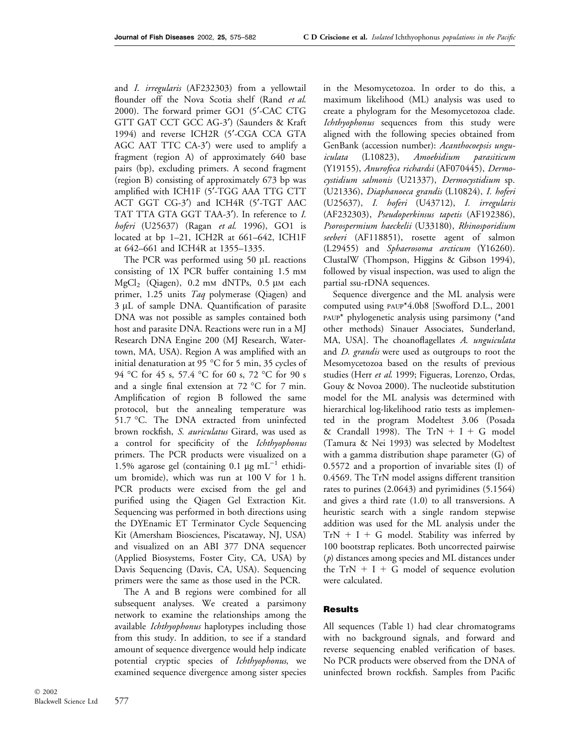and *I. irregularis* (AF232303) from a yellowtail flounder off the Nova Scotia shelf (Rand *et al.* 2000). The forward primer GO1 (5′-CAC CTG GTT GAT CCT GCC AG-3′) (Saunders & Kraft 1994) and reverse ICH2R (5′-CGA CCA GTA AGC AAT TTC CA-3′) were used to amplify a fragment (region A) of approximately 640 base pairs (bp), excluding primers. A second fragment (region B) consisting of approximately 673 bp was amplified with ICH1F (5′-TGG AAA TTG CTT ACT GGT CG-3′) and ICH4R (5′-TGT AAC TAT TTA GTA GGT TAA-3′). In reference to *I. hoferi* (U25637) (Ragan *et al.* 1996), GO1 is located at bp 1–21, ICH2R at 661–642, ICH1F at 642–661 and ICH4R at 1355–1335.

The PCR was performed using 50 μL reactions consisting of 1X PCR buffer containing 1.5 mM $MgCl_2$ (Qiagen), 0.2 mM dNTPs, 0.5 μM each primer, 1.25 units *Taq* polymerase (Qiagen) and 3 μL of sample DNA. Quantification of parasite DNA was not possible as samples contained both host and parasite DNA. Reactions were run in a MJ Research DNA Engine 200 (MJ Research, Watertown, MA, USA). Region A was amplified with an initial denaturation at 95 °C for 5 min, 35 cycles of 94 °C for 45 s, 57.4 °C for 60 s, 72 °C for 90 s and a single final extension at 72 °C for 7 min. Amplification of region B followed the same protocol, but the annealing temperature was 51.7 °C. The DNA extracted from uninfected brown rockfish, *S. auriculatus* Girard, was used as a control for specificity of the *Ichthyophonus* primers. The PCR products were visualized on a 1.5% agarose gel (containing 0.1 μg $mL^{-1}$ ethidium bromide), which was run at 100 V for 1 h. PCR products were excised from the gel and purified using the Qiagen Gel Extraction Kit. Sequencing was performed in both directions using the DYEnamic ET Terminator Cycle Sequencing Kit (Amersham Biosciences, Piscataway, NJ, USA) and visualized on an ABI 377 DNA sequencer (Applied Biosystems, Foster City, CA, USA) by Davis Sequencing (Davis, CA, USA). Sequencing primers were the same as those used in the PCR.

The A and B regions were combined for all subsequent analyses. We created a parsimony network to examine the relationships among the available *Ichthyophonus* haplotypes including those from this study. In addition, to see if a standard amount of sequence divergence would help indicate potential cryptic species of *Ichthyophonus*, we examined sequence divergence among sister species in the Mesomycetozoa. In order to do this, a maximum likelihood (ML) analysis was used to create a phylogram for the Mesomycetozoa clade. *Ichthyophonus* sequences from this study were aligned with the following species obtained from GenBank (accession number): *Acanthocoepsis unguiculata* (L10823), *Amoebidium parasiticum* (Y19155), *Anurofeca richardsi* (AF070445), *Dermocystidium salmonis* (U21337), *Dermocystidium* sp. (U21336), *Diaphanoeca grandis* (L10824), *I. hoferi* (U25637), *I. hoferi* (U43712), *I. irregularis* (AF232303), *Pseudoperkinsus tapetis* (AF192386), *Psorospermium haeckelii* (U33180), *Rhinosporidium seeberi* (AF118851), rosette agent of salmon (L29455) and *Sphaerosoma arcticum* (Y16260). ClustalW (Thompson, Higgins & Gibson 1994), followed by visual inspection, was used to align the partial ssu-rDNA sequences.

Sequence divergence and the ML analysis were computed using PAUP*4.0b8 [Swofford D.L., 2001 PAUP* phylogenetic analysis using parsimony (*and other methods) Sinauer Associates, Sunderland, MA, USA]. The choanoflagellates *A. unguiculata* and *D. grandis* were used as outgroups to root the Mesomycetozoa based on the results of previous studies (Herr *et al.* 1999; Figueras, Lorenzo, Ordas, Gouy & Novoa 2000). The nucleotide substitution model for the ML analysis was determined with hierarchical log-likelihood ratio tests as implemented in the program Modeltest 3.06 (Posada & Crandall 1998). The TrN + I + G model (Tamura & Nei 1993) was selected by Modeltest with a gamma distribution shape parameter (G) of 0.5572 and a proportion of invariable sites (I) of 0.4569. The TrN model assigns different transition rates to purines (2.0643) and pyrimidines (5.1564) and gives a third rate (1.0) to all transversions. A heuristic search with a single random stepwise addition was used for the ML analysis under the TrN + I + G model. Stability was inferred by 100 bootstrap replicates. Both uncorrected pairwise ($p$) distances among species and ML distances under the TrN + I + G model of sequence evolution were calculated.

## Results

All sequences (Table 1) had clear chromatograms with no background signals, and forward and reverse sequencing enabled verification of bases. No PCR products were observed from the DNA of uninfected brown rockfish. Samples from Pacific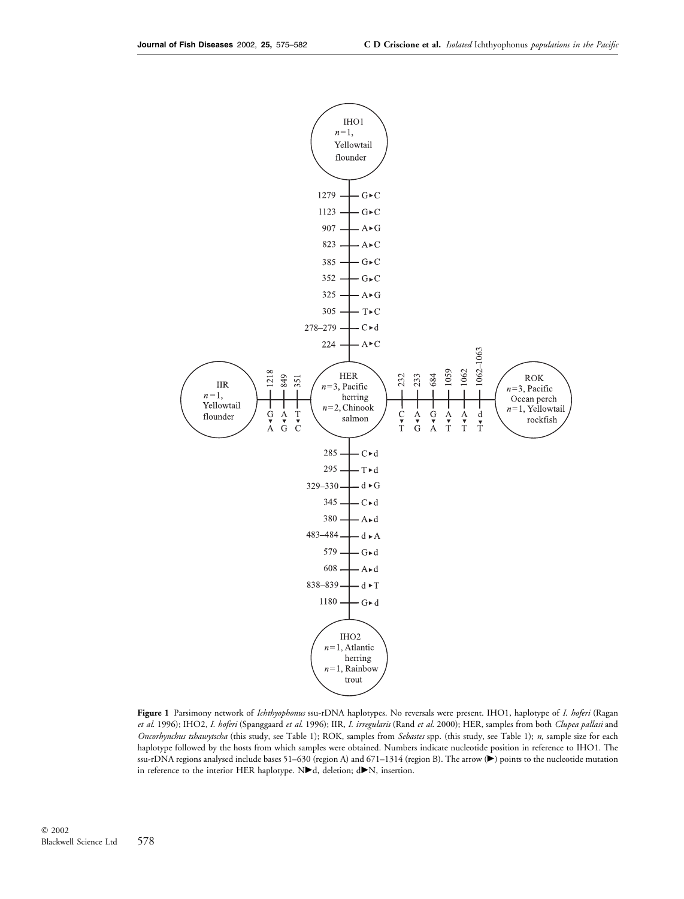**Figure 1** Parsimony network of *Ichthyophonus* ssu-rDNA haplotypes. No reversals were present. IHO1, haplotype of *I. hoferi* (Ragan *et al.* 1996); IHO2, *I. hoferi* (Spanggaard *et al.* 1996); IIR, *I. irregularis* (Rand *et al.* 2000); HER, samples from both *Clupea pallasi* and *Oncorhynchus tshawytscha* (this study, see Table 1); ROK, samples from *Sebastes* spp. (this study, see Table 1); *n*, sample size for each haplotype followed by the hosts from which samples were obtained. Numbers indicate nucleotide position in reference to IHO1. The ssu-rDNA regions analysed include bases 51–630 (region A) and 671–1314 (region B). The arrow (▶) points to the nucleotide mutation in reference to the interior HER haplotype. N▶d, deletion; d▶N, insertion.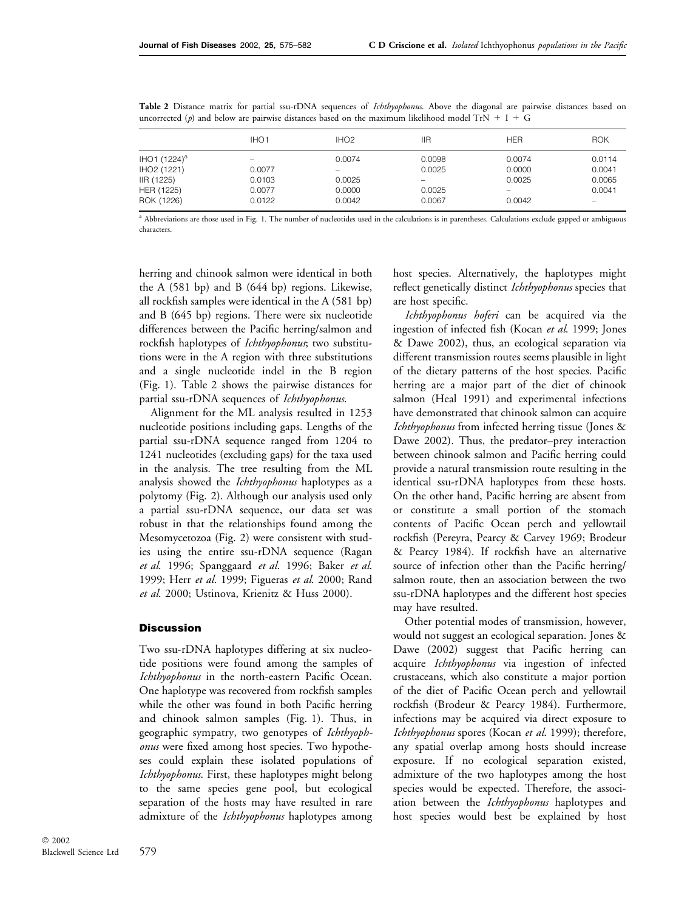**Table 2** Distance matrix for partial ssu-rDNA sequences of *Ichthyophonus*. Above the diagonal are pairwise distances based on uncorrected (*p*) and below are pairwise distances based on the maximum likelihood model TrN + I + G

| | IHO1 | IHO2 | IIR | HER | ROK |
|---|---|---|---|---|---|
| IHO1 (1224)[a] | – | 0.0074 | 0.0098 | 0.0074 | 0.0114 |
| IHO2 (1221) | 0.0077 | – | 0.0025 | 0.0000 | 0.0041 |
| IIR (1225) | 0.0103 | 0.0025 | – | 0.0025 | 0.0065 |
| HER (1225) | 0.0077 | 0.0000 | 0.0025 | – | 0.0041 |
| ROK (1226) | 0.0122 | 0.0042 | 0.0067 | 0.0042 | – |

[a] Abbreviations are those used in Fig. 1. The number of nucleotides used in the calculations is in parentheses. Calculations exclude gapped or ambiguous characters.

herring and chinook salmon were identical in both the A (581 bp) and B (644 bp) regions. Likewise, all rockfish samples were identical in the A (581 bp) and B (645 bp) regions. There were six nucleotide differences between the Pacific herring/salmon and rockfish haplotypes of *Ichthyophonus*; two substitutions were in the A region with three substitutions and a single nucleotide indel in the B region (Fig. 1). Table 2 shows the pairwise distances for partial ssu-rDNA sequences of *Ichthyophonus*.

Alignment for the ML analysis resulted in 1253 nucleotide positions including gaps. Lengths of the partial ssu-rDNA sequence ranged from 1204 to 1241 nucleotides (excluding gaps) for the taxa used in the analysis. The tree resulting from the ML analysis showed the *Ichthyophonus* haplotypes as a polytomy (Fig. 2). Although our analysis used only a partial ssu-rDNA sequence, our data set was robust in that the relationships found among the Mesomycetozoa (Fig. 2) were consistent with studies using the entire ssu-rDNA sequence (Ragan *et al.* 1996; Spanggaard *et al.* 1996; Baker *et al.* 1999; Herr *et al.* 1999; Figueras *et al.* 2000; Rand *et al.* 2000; Ustinova, Krienitz & Huss 2000).

## Discussion

Two ssu-rDNA haplotypes differing at six nucleotide positions were found among the samples of *Ichthyophonus* in the north-eastern Pacific Ocean. One haplotype was recovered from rockfish samples while the other was found in both Pacific herring and chinook salmon samples (Fig. 1). Thus, in geographic sympatry, two genotypes of *Ichthyophonus* were fixed among host species. Two hypotheses could explain these isolated populations of *Ichthyophonus*. First, these haplotypes might belong to the same species gene pool, but ecological separation of the hosts may have resulted in rare admixture of the *Ichthyophonus* haplotypes among host species. Alternatively, the haplotypes might reflect genetically distinct *Ichthyophonus* species that are host specific.

*Ichthyophonus hoferi* can be acquired via the ingestion of infected fish (Kocan *et al.* 1999; Jones & Dawe 2002), thus, an ecological separation via different transmission routes seems plausible in light of the dietary patterns of the host species. Pacific herring are a major part of the diet of chinook salmon (Heal 1991) and experimental infections have demonstrated that chinook salmon can acquire *Ichthyophonus* from infected herring tissue (Jones & Dawe 2002). Thus, the predator–prey interaction between chinook salmon and Pacific herring could provide a natural transmission route resulting in the identical ssu-rDNA haplotypes from these hosts. On the other hand, Pacific herring are absent from or constitute a small portion of the stomach contents of Pacific Ocean perch and yellowtail rockfish (Pereyra, Pearcy & Carvey 1969; Brodeur & Pearcy 1984). If rockfish have an alternative source of infection other than the Pacific herring/salmon route, then an association between the two ssu-rDNA haplotypes and the different host species may have resulted.

Other potential modes of transmission, however, would not suggest an ecological separation. Jones & Dawe (2002) suggest that Pacific herring can acquire *Ichthyophonus* via ingestion of infected crustaceans, which also constitute a major portion of the diet of Pacific Ocean perch and yellowtail rockfish (Brodeur & Pearcy 1984). Furthermore, infections may be acquired via direct exposure to *Ichthyophonus* spores (Kocan *et al.* 1999); therefore, any spatial overlap among hosts should increase exposure. If no ecological separation existed, admixture of the two haplotypes among the host species would be expected. Therefore, the association between the *Ichthyophonus* haplotypes and host species would best be explained by host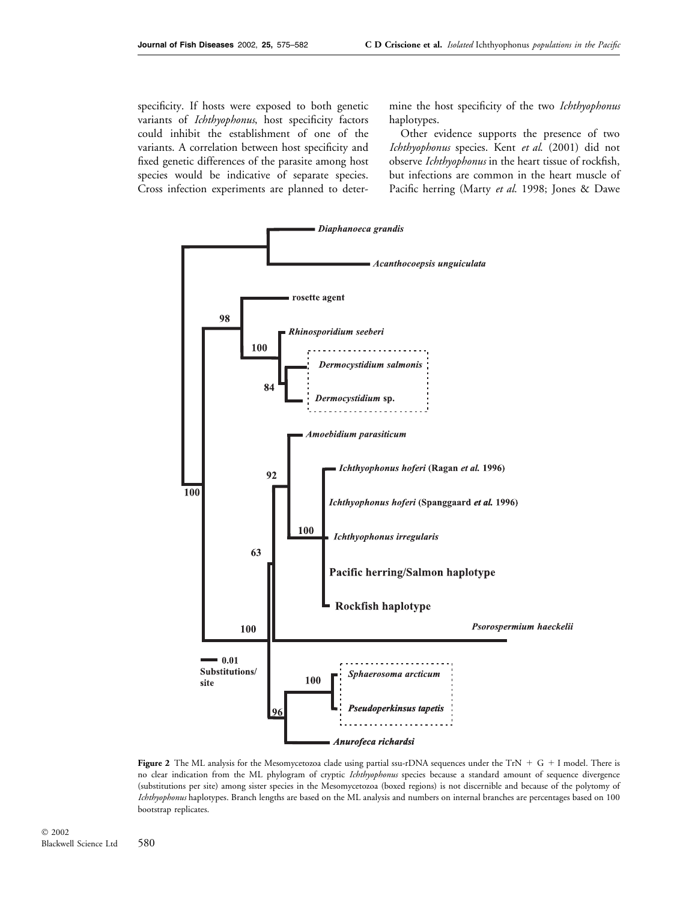specificity. If hosts were exposed to both genetic variants of *Ichthyophonus*, host specificity factors could inhibit the establishment of one of the variants. A correlation between host specificity and fixed genetic differences of the parasite among host species would be indicative of separate species. Cross infection experiments are planned to determine the host specificity of the two *Ichthyophonus* haplotypes.

Other evidence supports the presence of two *Ichthyophonus* species. Kent *et al.* (2001) did not observe *Ichthyophonus* in the heart tissue of rockfish, but infections are common in the heart muscle of Pacific herring (Marty *et al.* 1998; Jones & Dawe

**Figure 2** The ML analysis for the Mesomycetozoa clade using partial ssu-rDNA sequences under the TrN + G + I model. There is no clear indication from the ML phylogram of cryptic *Ichthyophonus* species because a standard amount of sequence divergence (substitutions per site) among sister species in the Mesomycetozoa (boxed regions) is not discernible and because of the polytomy of *Ichthyophonus* haplotypes. Branch lengths are based on the ML analysis and numbers on internal branches are percentages based on 100 bootstrap replicates.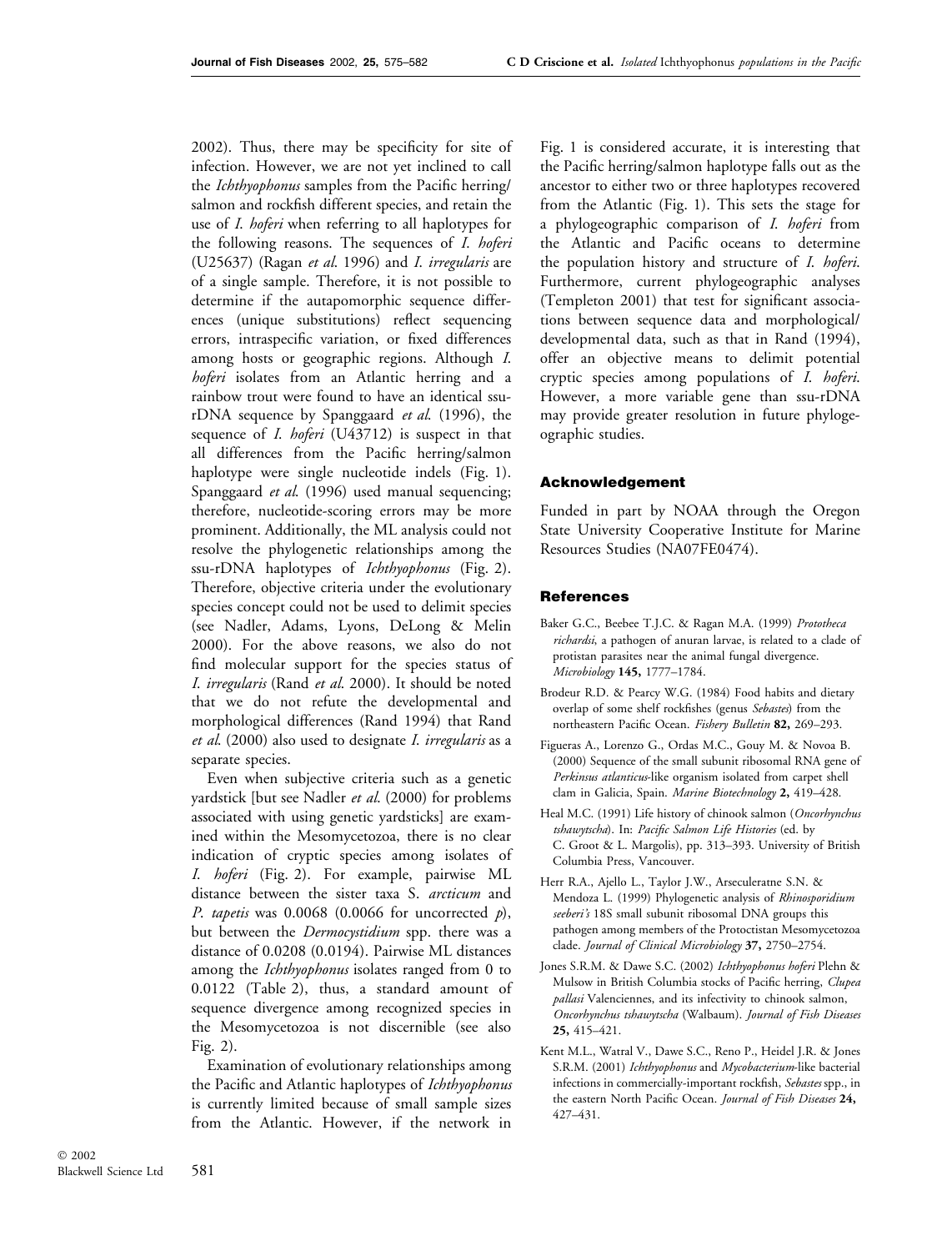2002). Thus, there may be specificity for site of infection. However, we are not yet inclined to call the *Ichthyophonus* samples from the Pacific herring/salmon and rockfish different species, and retain the use of *I. hoferi* when referring to all haplotypes for the following reasons. The sequences of *I. hoferi* (U25637) (Ragan *et al.* 1996) and *I. irregularis* are of a single sample. Therefore, it is not possible to determine if the autapomorphic sequence differences (unique substitutions) reflect sequencing errors, intraspecific variation, or fixed differences among hosts or geographic regions. Although *I. hoferi* isolates from an Atlantic herring and a rainbow trout were found to have an identical ssu-rDNA sequence by Spanggaard *et al.* (1996), the sequence of *I. hoferi* (U43712) is suspect in that all differences from the Pacific herring/salmon haplotype were single nucleotide indels (Fig. 1). Spanggaard *et al.* (1996) used manual sequencing; therefore, nucleotide-scoring errors may be more prominent. Additionally, the ML analysis could not resolve the phylogenetic relationships among the ssu-rDNA haplotypes of *Ichthyophonus* (Fig. 2). Therefore, objective criteria under the evolutionary species concept could not be used to delimit species (see Nadler, Adams, Lyons, DeLong & Melin 2000). For the above reasons, we also do not find molecular support for the species status of *I. irregularis* (Rand *et al.* 2000). It should be noted that we do not refute the developmental and morphological differences (Rand 1994) that Rand *et al.* (2000) also used to designate *I. irregularis* as a separate species.

Even when subjective criteria such as a genetic yardstick [but see Nadler *et al.* (2000) for problems associated with using genetic yardsticks] are examined within the Mesomycetozoa, there is no clear indication of cryptic species among isolates of *I. hoferi* (Fig. 2). For example, pairwise ML distance between the sister taxa *S. arcticum* and *P. tapetis* was 0.0068 (0.0066 for uncorrected *p*), but between the *Dermocystidium* spp. there was a distance of 0.0208 (0.0194). Pairwise ML distances among the *Ichthyophonus* isolates ranged from 0 to 0.0122 (Table 2), thus, a standard amount of sequence divergence among recognized species in the Mesomycetozoa is not discernible (see also Fig. 2).

Examination of evolutionary relationships among the Pacific and Atlantic haplotypes of *Ichthyophonus* is currently limited because of small sample sizes from the Atlantic. However, if the network in Fig. 1 is considered accurate, it is interesting that the Pacific herring/salmon haplotype falls out as the ancestor to either two or three haplotypes recovered from the Atlantic (Fig. 1). This sets the stage for a phylogeographic comparison of *I. hoferi* from the Atlantic and Pacific oceans to determine the population history and structure of *I. hoferi*. Furthermore, current phylogeographic analyses (Templeton 2001) that test for significant associations between sequence data and morphological/developmental data, such as that in Rand (1994), offer an objective means to delimit potential cryptic species among populations of *I. hoferi*. However, a more variable gene than ssu-rDNA may provide greater resolution in future phylogeographic studies.

## Acknowledgement

Funded in part by NOAA through the Oregon State University Cooperative Institute for Marine Resources Studies (NA07FE0474).

## References

Baker G.C., Beebee T.J.C. & Ragan M.A. (1999) *Prototheca richardsi*, a pathogen of anuran larvae, is related to a clade of protistan parasites near the animal fungal divergence. *Microbiology* **145,** 1777–1784.

Brodeur R.D. & Pearcy W.G. (1984) Food habits and dietary overlap of some shelf rockfishes (genus *Sebastes*) from the northeastern Pacific Ocean. *Fishery Bulletin* **82,** 269–293.

Figueras A., Lorenzo G., Ordas M.C., Gouy M. & Novoa B. (2000) Sequence of the small subunit ribosomal RNA gene of *Perkinsus atlanticus*-like organism isolated from carpet shell clam in Galicia, Spain. *Marine Biotechnology* **2,** 419–428.

Heal M.C. (1991) Life history of chinook salmon (*Oncorhynchus tshawytscha*). In: *Pacific Salmon Life Histories* (ed. by C. Groot & L. Margolis), pp. 313–393. University of British Columbia Press, Vancouver.

Herr R.A., Ajello L., Taylor J.W., Arseculeratne S.N. & Mendoza L. (1999) Phylogenetic analysis of *Rhinosporidium seeberi's* 18S small subunit ribosomal DNA groups this pathogen among members of the Protoctistan Mesomycetozoa clade. *Journal of Clinical Microbiology* **37,** 2750–2754.

Jones S.R.M. & Dawe S.C. (2002) *Ichthyophonus hoferi* Plehn & Mulsow in British Columbia stocks of Pacific herring, *Clupea pallasi* Valenciennes, and its infectivity to chinook salmon, *Oncorhynchus tshawytscha* (Walbaum). *Journal of Fish Diseases* **25,** 415–421.

Kent M.L., Watral V., Dawe S.C., Reno P., Heidel J.R. & Jones S.R.M. (2001) *Ichthyophonus* and *Mycobacterium*-like bacterial infections in commercially-important rockfish, *Sebastes* spp., in the eastern North Pacific Ocean. *Journal of Fish Diseases* **24,** 427–431.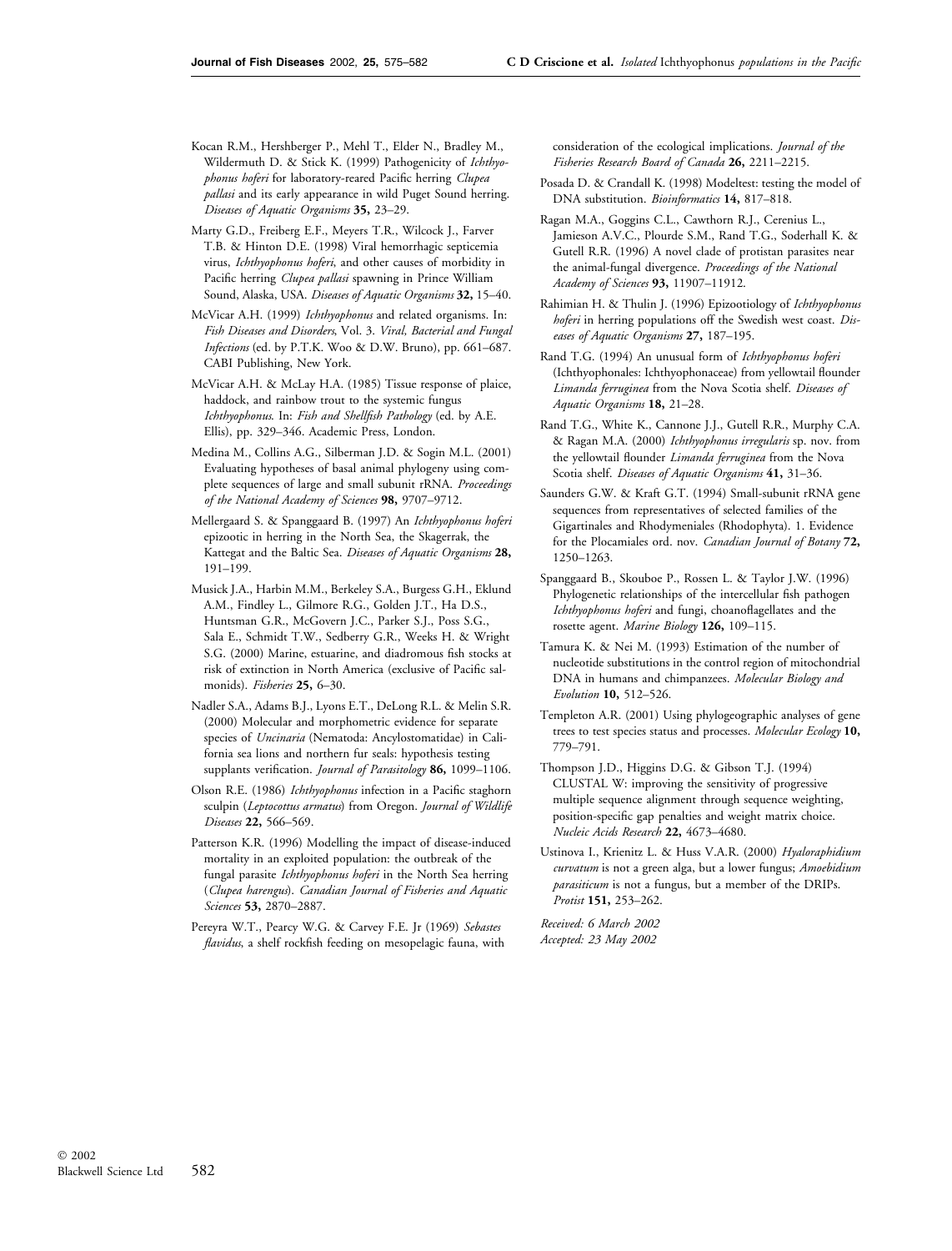Kocan R.M., Hershberger P., Mehl T., Elder N., Bradley M., Wildermuth D. & Stick K. (1999) Pathogenicity of *Ichthyophonus hoferi* for laboratory-reared Pacific herring *Clupea pallasi* and its early appearance in wild Puget Sound herring. *Diseases of Aquatic Organisms* **35,** 23–29.

Marty G.D., Freiberg E.F., Meyers T.R., Wilcock J., Farver T.B. & Hinton D.E. (1998) Viral hemorrhagic septicemia virus, *Ichthyophonus hoferi*, and other causes of morbidity in Pacific herring *Clupea pallasi* spawning in Prince William Sound, Alaska, USA. *Diseases of Aquatic Organisms* **32,** 15–40.

McVicar A.H. (1999) *Ichthyophonus* and related organisms. In: *Fish Diseases and Disorders*, Vol. 3. *Viral, Bacterial and Fungal Infections* (ed. by P.T.K. Woo & D.W. Bruno), pp. 661–687. CABI Publishing, New York.

McVicar A.H. & McLay H.A. (1985) Tissue response of plaice, haddock, and rainbow trout to the systemic fungus *Ichthyophonus*. In: *Fish and Shellfish Pathology* (ed. by A.E. Ellis), pp. 329–346. Academic Press, London.

Medina M., Collins A.G., Silberman J.D. & Sogin M.L. (2001) Evaluating hypotheses of basal animal phylogeny using complete sequences of large and small subunit rRNA. *Proceedings of the National Academy of Sciences* **98,** 9707–9712.

Mellergaard S. & Spanggaard B. (1997) An *Ichthyophonus hoferi* epizootic in herring in the North Sea, the Skagerrak, the Kattegat and the Baltic Sea. *Diseases of Aquatic Organisms* **28,** 191–199.

Musick J.A., Harbin M.M., Berkeley S.A., Burgess G.H., Eklund A.M., Findley L., Gilmore R.G., Golden J.T., Ha D.S., Huntsman G.R., McGovern J.C., Parker S.J., Poss S.G., Sala E., Schmidt T.W., Sedberry G.R., Weeks H. & Wright S.G. (2000) Marine, estuarine, and diadromous fish stocks at risk of extinction in North America (exclusive of Pacific salmonids). *Fisheries* **25,** 6–30.

Nadler S.A., Adams B.J., Lyons E.T., DeLong R.L. & Melin S.R. (2000) Molecular and morphometric evidence for separate species of *Uncinaria* (Nematoda: Ancylostomatidae) in California sea lions and northern fur seals: hypothesis testing supplants verification. *Journal of Parasitology* **86,** 1099–1106.

Olson R.E. (1986) *Ichthyophonus* infection in a Pacific staghorn sculpin (*Leptocottus armatus*) from Oregon. *Journal of Wildlife Diseases* **22,** 566–569.

Patterson K.R. (1996) Modelling the impact of disease-induced mortality in an exploited population: the outbreak of the fungal parasite *Ichthyophonus hoferi* in the North Sea herring (*Clupea harengus*). *Canadian Journal of Fisheries and Aquatic Sciences* **53,** 2870–2887.

Pereyra W.T., Pearcy W.G. & Carvey F.E. Jr (1969) *Sebastes flavidus*, a shelf rockfish feeding on mesopelagic fauna, with consideration of the ecological implications. *Journal of the Fisheries Research Board of Canada* **26,** 2211–2215.

Posada D. & Crandall K. (1998) Modeltest: testing the model of DNA substitution. *Bioinformatics* **14,** 817–818.

Ragan M.A., Goggins C.L., Cawthorn R.J., Cerenius L., Jamieson A.V.C., Plourde S.M., Rand T.G., Soderhall K. & Gutell R.R. (1996) A novel clade of protistan parasites near the animal-fungal divergence. *Proceedings of the National Academy of Sciences* **93,** 11907–11912.

Rahimian H. & Thulin J. (1996) Epizootiology of *Ichthyophonus hoferi* in herring populations off the Swedish west coast. *Diseases of Aquatic Organisms* **27,** 187–195.

Rand T.G. (1994) An unusual form of *Ichthyophonus hoferi* (Ichthyophonales: Ichthyophonaceae) from yellowtail flounder *Limanda ferruginea* from the Nova Scotia shelf. *Diseases of Aquatic Organisms* **18,** 21–28.

Rand T.G., White K., Cannone J.J., Gutell R.R., Murphy C.A. & Ragan M.A. (2000) *Ichthyophonus irregularis* sp. nov. from the yellowtail flounder *Limanda ferruginea* from the Nova Scotia shelf. *Diseases of Aquatic Organisms* **41,** 31–36.

Saunders G.W. & Kraft G.T. (1994) Small-subunit rRNA gene sequences from representatives of selected families of the Gigartinales and Rhodymeniales (Rhodophyta). 1. Evidence for the Plocamiales ord. nov. *Canadian Journal of Botany* **72,** 1250–1263.

Spanggaard B., Skouboe P., Rossen L. & Taylor J.W. (1996) Phylogenetic relationships of the intercellular fish pathogen *Ichthyophonus hoferi* and fungi, choanoflagellates and the rosette agent. *Marine Biology* **126,** 109–115.

Tamura K. & Nei M. (1993) Estimation of the number of nucleotide substitutions in the control region of mitochondrial DNA in humans and chimpanzees. *Molecular Biology and Evolution* **10,** 512–526.

Templeton A.R. (2001) Using phylogeographic analyses of gene trees to test species status and processes. *Molecular Ecology* **10,** 779–791.

Thompson J.D., Higgins D.G. & Gibson T.J. (1994) CLUSTAL W: improving the sensitivity of progressive multiple sequence alignment through sequence weighting, position-specific gap penalties and weight matrix choice. *Nucleic Acids Research* **22,** 4673–4680.

Ustinova I., Krienitz L. & Huss V.A.R. (2000) *Hyaloraphidium curvatum* is not a green alga, but a lower fungus; *Amoebidium parasiticum* is not a fungus, but a member of the DRIPs. *Protist* **151,** 253–262.

*Received: 6 March 2002*
*Accepted: 23 May 2002*